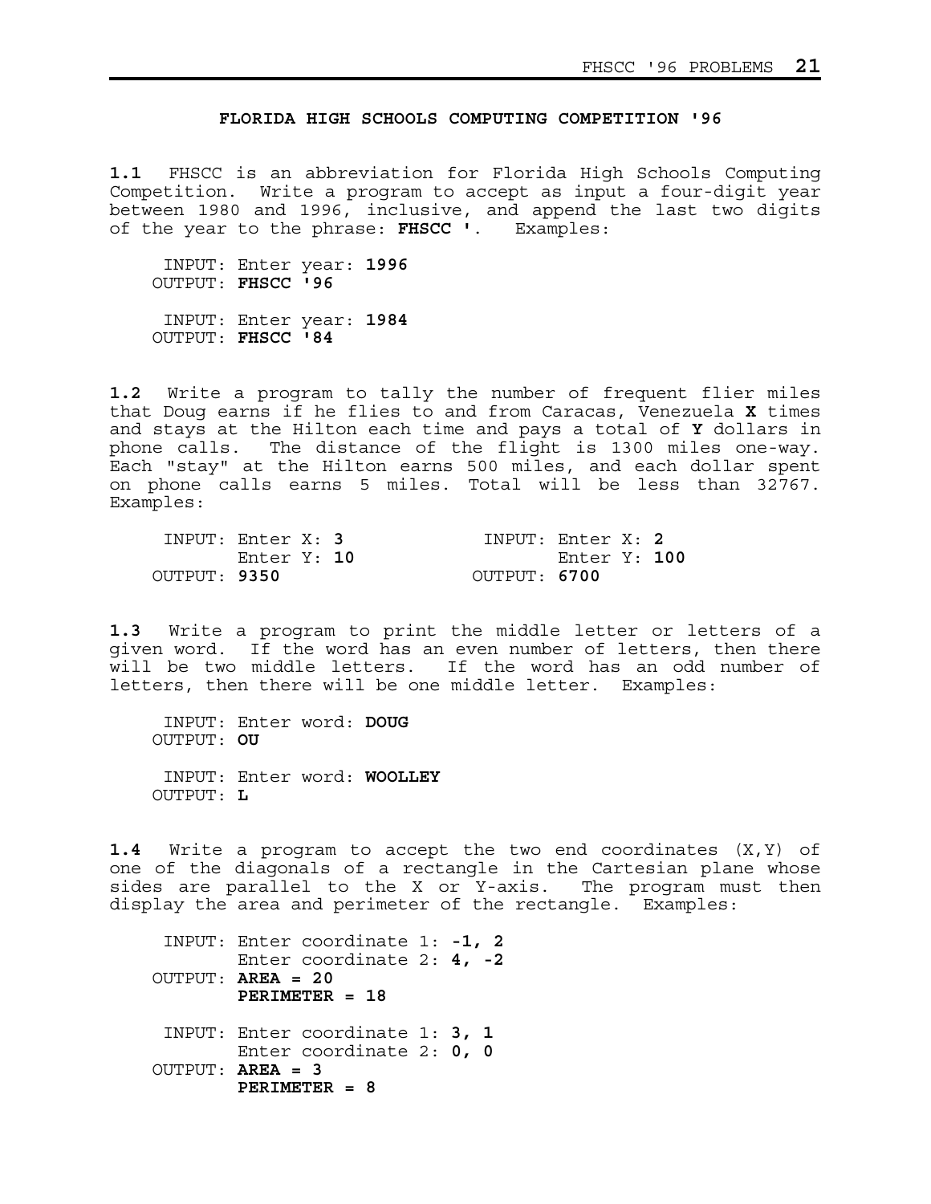**FLORIDA HIGH SCHOOLS COMPUTING COMPETITION '96**

**1.1** FHSCC is an abbreviation for Florida High Schools Computing Competition. Write a program to accept as input a four-digit year between 1980 and 1996, inclusive, and append the last two digits of the year to the phrase: **FHSCC '**. Examples:

```
 INPUT: Enter year: 1996
OUTPUT: FHSCC '96

 INPUT: Enter year: 1984
OUTPUT: FHSCC '84
```

**1.2** Write a program to tally the number of frequent flier miles that Doug earns if he flies to and from Caracas, Venezuela **X** times and stays at the Hilton each time and pays a total of **Y** dollars in phone calls. The distance of the flight is 1300 miles one-way. Each "stay" at the Hilton earns 500 miles, and each dollar spent on phone calls earns 5 miles. Total will be less than 32767. Examples:

```
 INPUT: Enter X: 3               INPUT: Enter X: 2
        Enter Y: 10                     Enter Y: 100
OUTPUT: 9350                    OUTPUT: 6700
```

**1.3** Write a program to print the middle letter or letters of a given word. If the word has an even number of letters, then there will be two middle letters. If the word has an odd number of letters, then there will be one middle letter. Examples:

```
 INPUT: Enter word: DOUG
OUTPUT: OU

 INPUT: Enter word: WOOLLEY
OUTPUT: L
```

**1.4** Write a program to accept the two end coordinates (X,Y) of one of the diagonals of a rectangle in the Cartesian plane whose sides are parallel to the X or Y-axis. The program must then display the area and perimeter of the rectangle. Examples:

```
 INPUT: Enter coordinate 1: -1, 2
        Enter coordinate 2: 4, -2
OUTPUT: AREA = 20
        PERIMETER = 18

 INPUT: Enter coordinate 1: 3, 1
        Enter coordinate 2: 0, 0
OUTPUT: AREA = 3
        PERIMETER = 8
```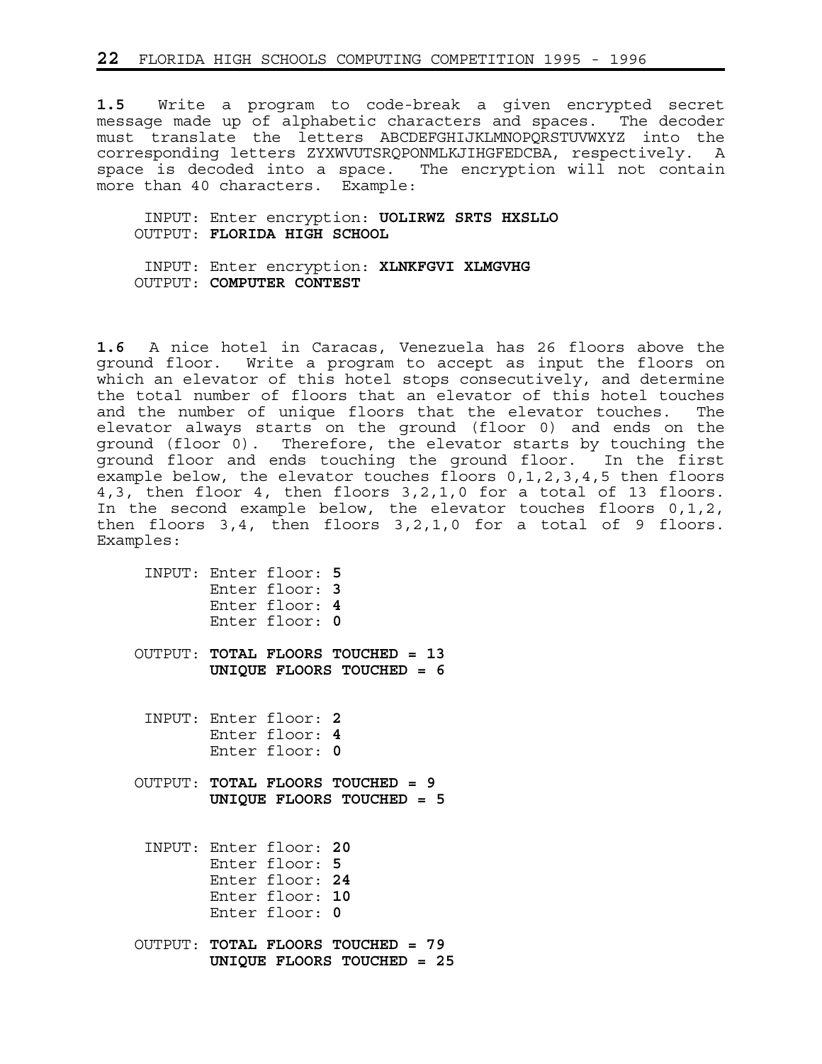**1.5** Write a program to code-break a given encrypted secret message made up of alphabetic characters and spaces. The decoder must translate the letters ABCDEFGHIJKLMNOPQRSTUVWXYZ into the corresponding letters ZYXWVUTSRQPONMLKJIHGFEDCBA, respectively. A space is decoded into a space. The encryption will not contain more than 40 characters. Example:

```
 INPUT: Enter encryption: UOLIRWZ SRTS HXSLLO
OUTPUT: FLORIDA HIGH SCHOOL

 INPUT: Enter encryption: XLNKFGVI XLMGVHG
OUTPUT: COMPUTER CONTEST
```

**1.6** A nice hotel in Caracas, Venezuela has 26 floors above the ground floor. Write a program to accept as input the floors on which an elevator of this hotel stops consecutively, and determine the total number of floors that an elevator of this hotel touches and the number of unique floors that the elevator touches. The elevator always starts on the ground (floor 0) and ends on the ground (floor 0). Therefore, the elevator starts by touching the ground floor and ends touching the ground floor. In the first example below, the elevator touches floors 0,1,2,3,4,5 then floors 4,3, then floor 4, then floors 3,2,1,0 for a total of 13 floors. In the second example below, the elevator touches floors 0,1,2, then floors 3,4, then floors 3,2,1,0 for a total of 9 floors. Examples:

```
 INPUT: Enter floor: 5
        Enter floor: 3
        Enter floor: 4
        Enter floor: 0

OUTPUT: TOTAL FLOORS TOUCHED = 13
        UNIQUE FLOORS TOUCHED = 6


 INPUT: Enter floor: 2
        Enter floor: 4
        Enter floor: 0

OUTPUT: TOTAL FLOORS TOUCHED = 9
        UNIQUE FLOORS TOUCHED = 5


 INPUT: Enter floor: 20
        Enter floor: 5
        Enter floor: 24
        Enter floor: 10
        Enter floor: 0

OUTPUT: TOTAL FLOORS TOUCHED = 79
        UNIQUE FLOORS TOUCHED = 25
```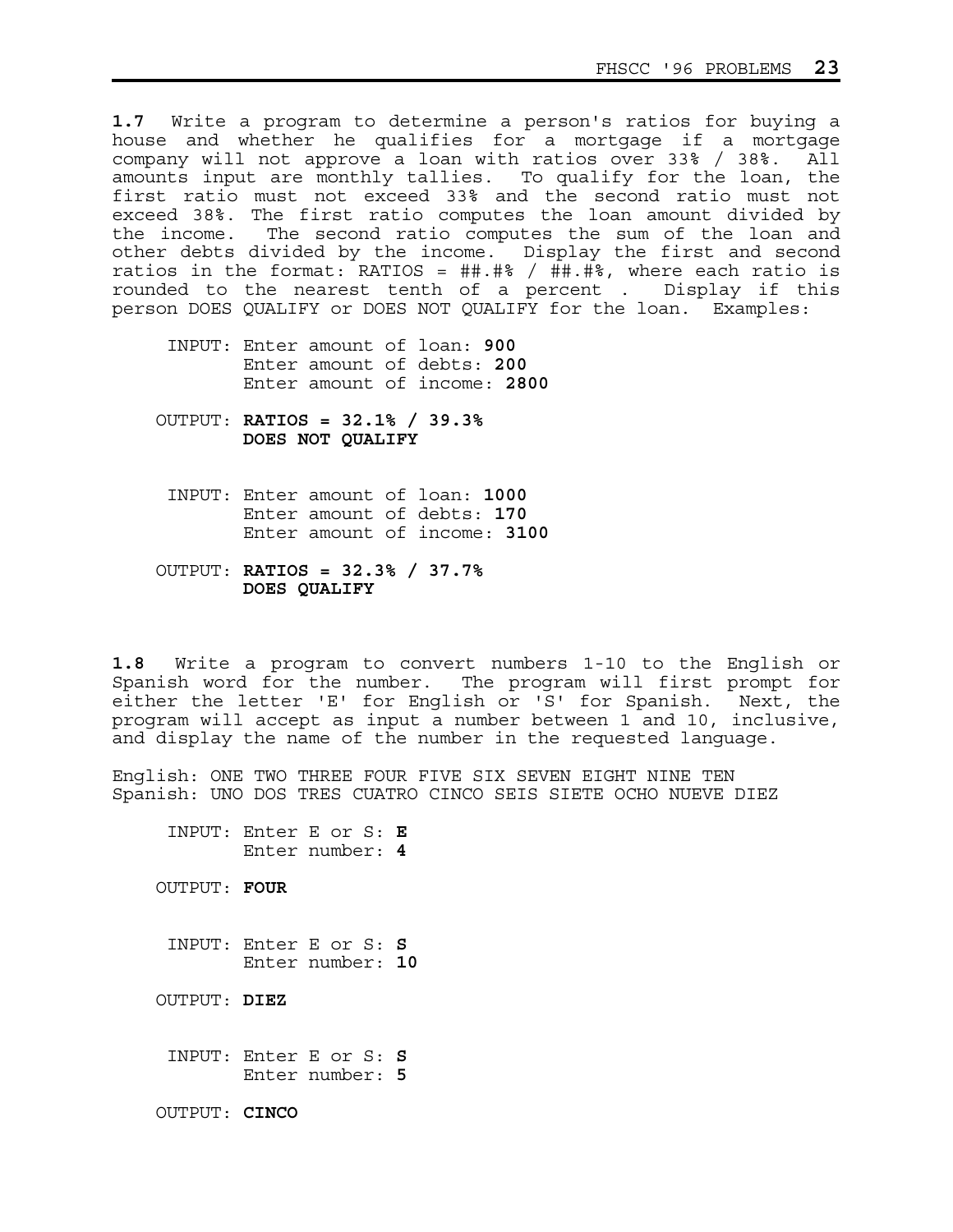**1.7** Write a program to determine a person's ratios for buying a house and whether he qualifies for a mortgage if a mortgage company will not approve a loan with ratios over 33% / 38%. All amounts input are monthly tallies. To qualify for the loan, the first ratio must not exceed 33% and the second ratio must not exceed 38%. The first ratio computes the loan amount divided by the income. The second ratio computes the sum of the loan and other debts divided by the income. Display the first and second ratios in the format: RATIOS = ##.#% / ##.#%, where each ratio is rounded to the nearest tenth of a percent . Display if this person DOES QUALIFY or DOES NOT QUALIFY for the loan. Examples:

```
 INPUT: Enter amount of loan: 900
        Enter amount of debts: 200
        Enter amount of income: 2800

OUTPUT: RATIOS = 32.1% / 39.3%
        DOES NOT QUALIFY


 INPUT: Enter amount of loan: 1000
        Enter amount of debts: 170
        Enter amount of income: 3100

OUTPUT: RATIOS = 32.3% / 37.7%
        DOES QUALIFY
```

**1.8** Write a program to convert numbers 1-10 to the English or Spanish word for the number. The program will first prompt for either the letter 'E' for English or 'S' for Spanish. Next, the program will accept as input a number between 1 and 10, inclusive, and display the name of the number in the requested language.

English: ONE TWO THREE FOUR FIVE SIX SEVEN EIGHT NINE TEN
Spanish: UNO DOS TRES CUATRO CINCO SEIS SIETE OCHO NUEVE DIEZ

```
 INPUT: Enter E or S: E
        Enter number: 4

OUTPUT: FOUR


 INPUT: Enter E or S: S
        Enter number: 10

OUTPUT: DIEZ


 INPUT: Enter E or S: S
        Enter number: 5

OUTPUT: CINCO
```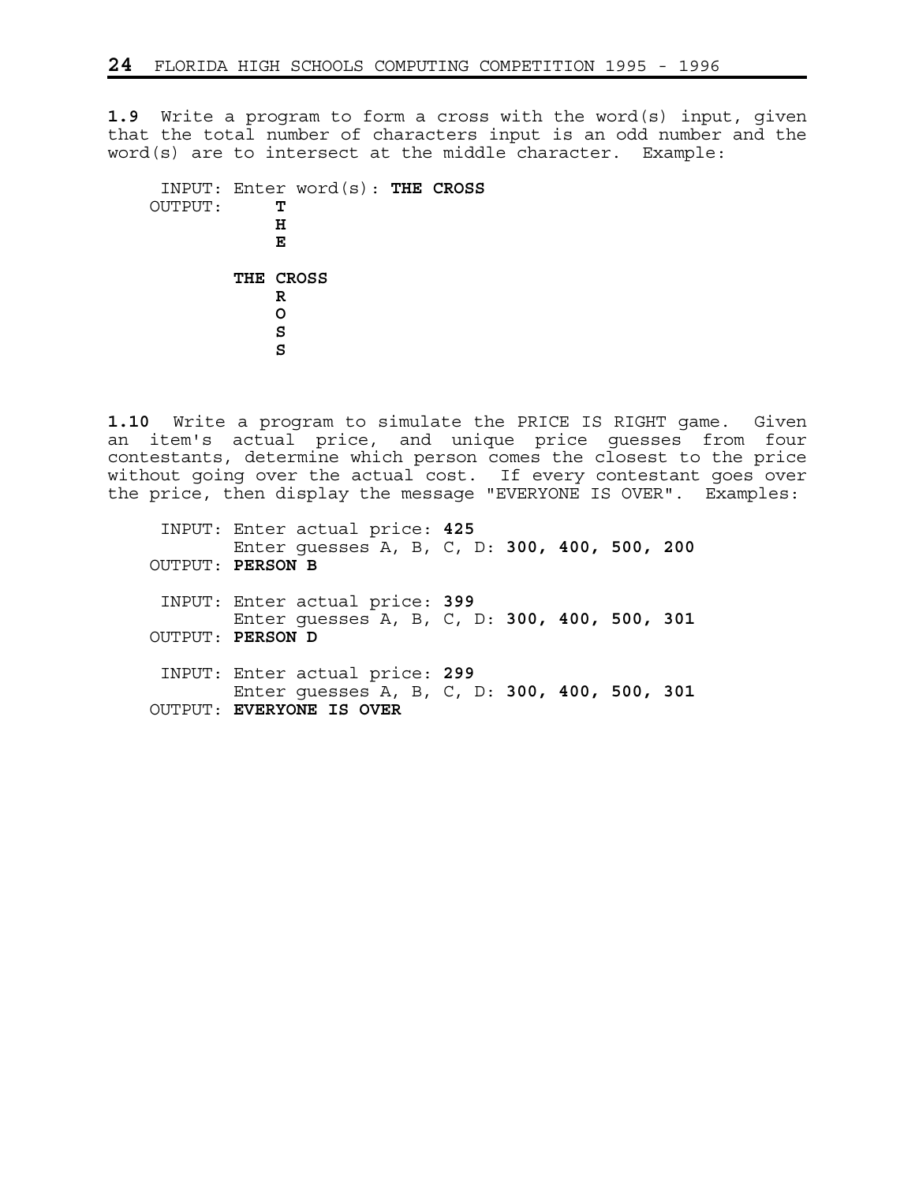**1.9** Write a program to form a cross with the word(s) input, given that the total number of characters input is an odd number and the word(s) are to intersect at the middle character. Example:

```
 INPUT: Enter word(s): THE CROSS
OUTPUT:     T
            H
            E

        THE CROSS
            R
            O
            S
            S
```

**1.10** Write a program to simulate the PRICE IS RIGHT game. Given an item's actual price, and unique price guesses from four contestants, determine which person comes the closest to the price without going over the actual cost. If every contestant goes over the price, then display the message "EVERYONE IS OVER". Examples:

```
 INPUT: Enter actual price: 425
        Enter guesses A, B, C, D: 300, 400, 500, 200
OUTPUT: PERSON B

 INPUT: Enter actual price: 399
        Enter guesses A, B, C, D: 300, 400, 500, 301
OUTPUT: PERSON D

 INPUT: Enter actual price: 299
        Enter guesses A, B, C, D: 300, 400, 500, 301
OUTPUT: EVERYONE IS OVER
```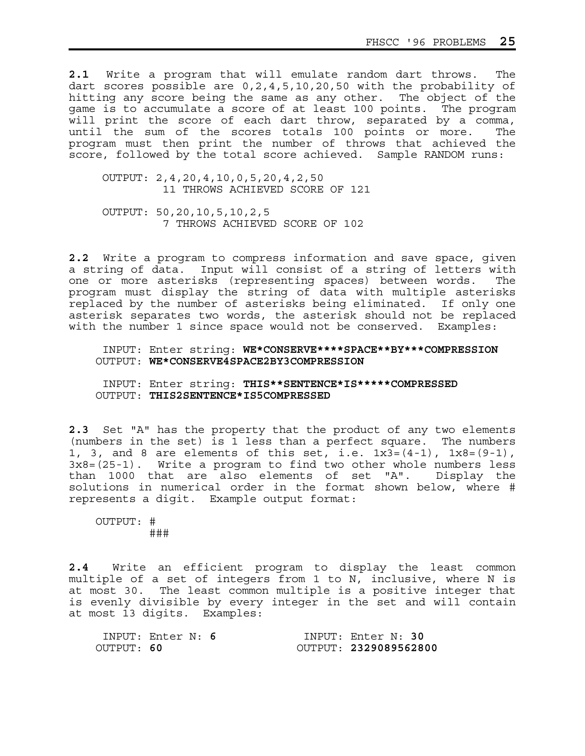**2.1** Write a program that will emulate random dart throws. The dart scores possible are 0,2,4,5,10,20,50 with the probability of hitting any score being the same as any other. The object of the game is to accumulate a score of at least 100 points. The program will print the score of each dart throw, separated by a comma, until the sum of the scores totals 100 points or more. The program must then print the number of throws that achieved the score, followed by the total score achieved. Sample RANDOM runs:

```
OUTPUT: 2,4,20,4,10,0,5,20,4,2,50
         11 THROWS ACHIEVED SCORE OF 121

OUTPUT: 50,20,10,5,10,2,5
         7 THROWS ACHIEVED SCORE OF 102
```

**2.2** Write a program to compress information and save space, given a string of data. Input will consist of a string of letters with one or more asterisks (representing spaces) between words. The program must display the string of data with multiple asterisks replaced by the number of asterisks being eliminated. If only one asterisk separates two words, the asterisk should not be replaced with the number 1 since space would not be conserved. Examples:

```
 INPUT: Enter string: WE*CONSERVE****SPACE**BY***COMPRESSION
OUTPUT: WE*CONSERVE4SPACE2BY3COMPRESSION

 INPUT: Enter string: THIS**SENTENCE*IS*****COMPRESSED
OUTPUT: THIS2SENTENCE*IS5COMPRESSED
```

**2.3** Set "A" has the property that the product of any two elements (numbers in the set) is 1 less than a perfect square. The numbers 1, 3, and 8 are elements of this set, i.e. 1x3=(4-1), 1x8=(9-1), 3x8=(25-1). Write a program to find two other whole numbers less than 1000 that are also elements of set "A". Display the solutions in numerical order in the format shown below, where # represents a digit. Example output format:

```
OUTPUT: #
        ###
```

**2.4** Write an efficient program to display the least common multiple of a set of integers from 1 to N, inclusive, where N is at most 30. The least common multiple is a positive integer that is evenly divisible by every integer in the set and will contain at most 13 digits. Examples:

```
 INPUT: Enter N: 6              INPUT: Enter N: 30
OUTPUT: 60                     OUTPUT: 2329089562800
```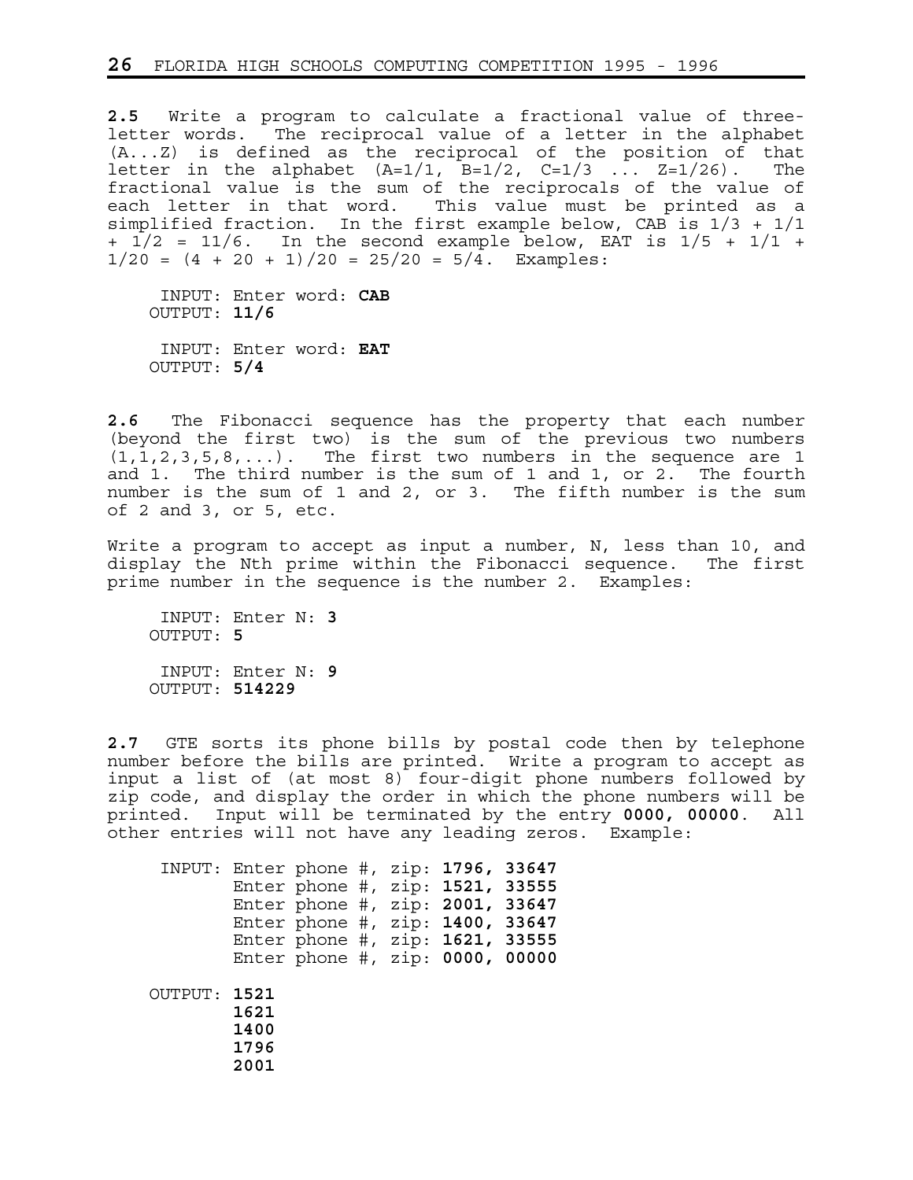**2.5** Write a program to calculate a fractional value of three-letter words. The reciprocal value of a letter in the alphabet (A...Z) is defined as the reciprocal of the position of that letter in the alphabet (A=1/1, B=1/2, C=1/3 ... Z=1/26). The fractional value is the sum of the reciprocals of the value of each letter in that word. This value must be printed as a simplified fraction. In the first example below, CAB is 1/3 + 1/1 + 1/2 = 11/6. In the second example below, EAT is 1/5 + 1/1 + 1/20 = (4 + 20 + 1)/20 = 25/20 = 5/4. Examples:

```
 INPUT: Enter word: CAB
OUTPUT: 11/6

 INPUT: Enter word: EAT
OUTPUT: 5/4
```

**2.6** The Fibonacci sequence has the property that each number (beyond the first two) is the sum of the previous two numbers (1,1,2,3,5,8,...). The first two numbers in the sequence are 1 and 1. The third number is the sum of 1 and 1, or 2. The fourth number is the sum of 1 and 2, or 3. The fifth number is the sum of 2 and 3, or 5, etc.

Write a program to accept as input a number, N, less than 10, and display the Nth prime within the Fibonacci sequence. The first prime number in the sequence is the number 2. Examples:

```
 INPUT: Enter N: 3
OUTPUT: 5

 INPUT: Enter N: 9
OUTPUT: 514229
```

**2.7** GTE sorts its phone bills by postal code then by telephone number before the bills are printed. Write a program to accept as input a list of (at most 8) four-digit phone numbers followed by zip code, and display the order in which the phone numbers will be printed. Input will be terminated by the entry **0000, 00000**. All other entries will not have any leading zeros. Example:

```
 INPUT: Enter phone #, zip: 1796, 33647
        Enter phone #, zip: 1521, 33555
        Enter phone #, zip: 2001, 33647
        Enter phone #, zip: 1400, 33647
        Enter phone #, zip: 1621, 33555
        Enter phone #, zip: 0000, 00000

OUTPUT: 1521
        1621
        1400
        1796
        2001
```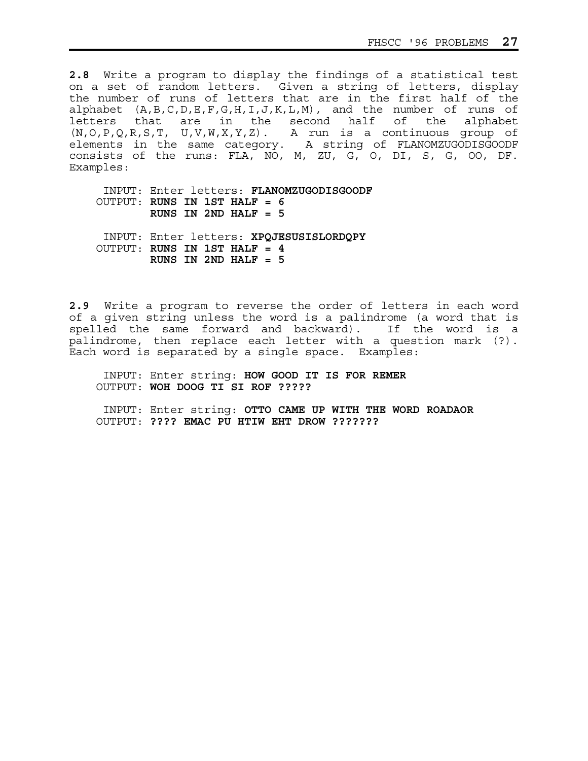**2.8** Write a program to display the findings of a statistical test on a set of random letters. Given a string of letters, display the number of runs of letters that are in the first half of the alphabet (A,B,C,D,E,F,G,H,I,J,K,L,M), and the number of runs of letters that are in the second half of the alphabet (N,O,P,Q,R,S,T, U,V,W,X,Y,Z). A run is a continuous group of elements in the same category. A string of FLANOMZUGODISGOODF consists of the runs: FLA, NO, M, ZU, G, O, DI, S, G, OO, DF. Examples:

```
 INPUT: Enter letters: FLANOMZUGODISGOODF
OUTPUT: RUNS IN 1ST HALF = 6
        RUNS IN 2ND HALF = 5

 INPUT: Enter letters: XPQJESUSISLORDQPY
OUTPUT: RUNS IN 1ST HALF = 4
        RUNS IN 2ND HALF = 5
```

**2.9** Write a program to reverse the order of letters in each word of a given string unless the word is a palindrome (a word that is spelled the same forward and backward). If the word is a palindrome, then replace each letter with a question mark (?). Each word is separated by a single space. Examples:

```
 INPUT: Enter string: HOW GOOD IT IS FOR REMER
OUTPUT: WOH DOOG TI SI ROF ?????

 INPUT: Enter string: OTTO CAME UP WITH THE WORD ROADAOR
OUTPUT: ???? EMAC PU HTIW EHT DROW ???????
```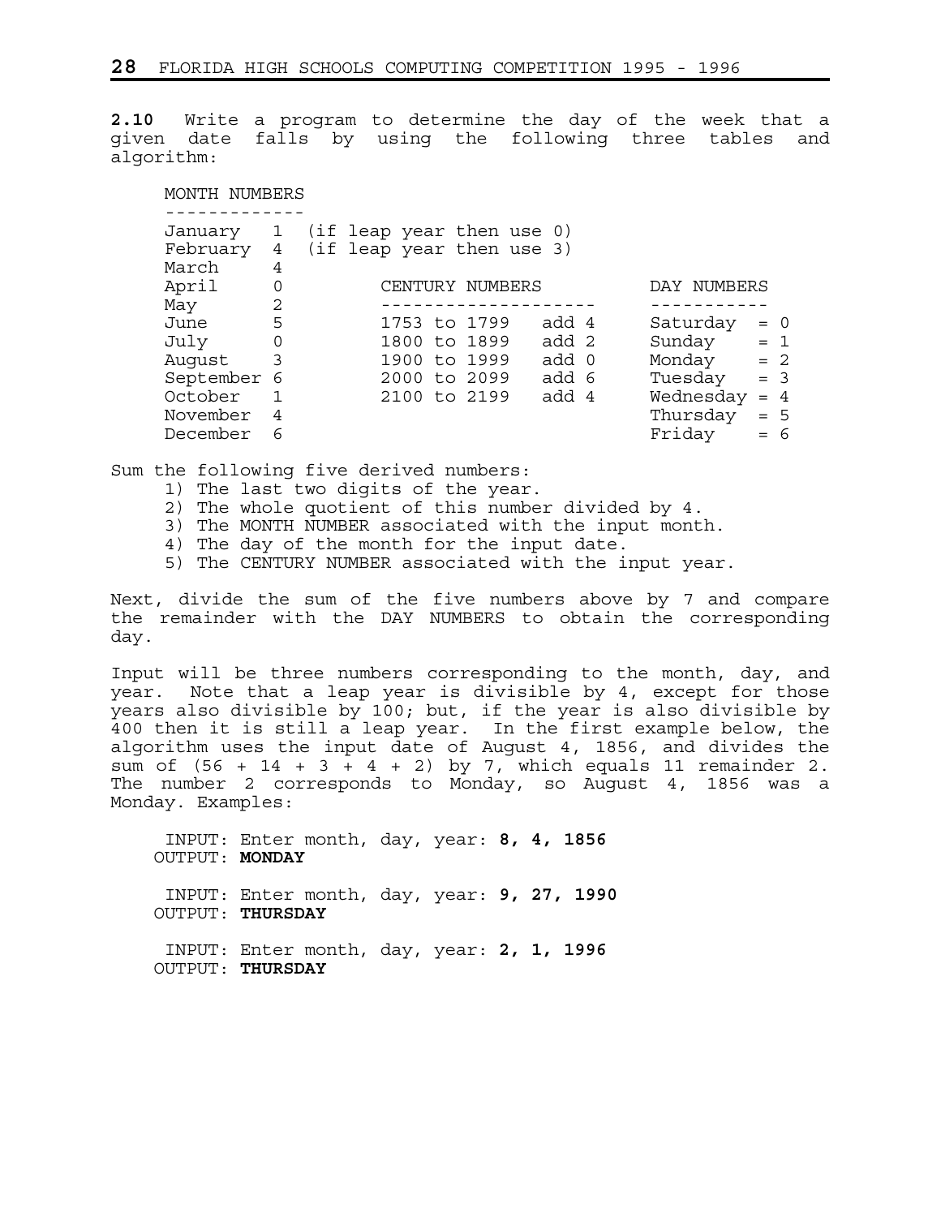**2.10** Write a program to determine the day of the week that a given date falls by using the following three tables and algorithm:

```
     MONTH NUMBERS
     -------------
     January   1  (if leap year then use 0)
     February  4  (if leap year then use 3)
     March     4
     April     0        CENTURY NUMBERS          DAY NUMBERS
     May       2        --------------------     -----------
     June      5        1753 to 1799   add 4     Saturday  = 0
     July      0        1800 to 1899   add 2     Sunday    = 1
     August    3        1900 to 1999   add 0     Monday    = 2
     September 6        2000 to 2099   add 6     Tuesday   = 3
     October   1        2100 to 2199   add 4     Wednesday = 4
     November  4                                 Thursday  = 5
     December  6                                 Friday    = 6
```

Sum the following five derived numbers:

1) The last two digits of the year.
2) The whole quotient of this number divided by 4.
3) The MONTH NUMBER associated with the input month.
4) The day of the month for the input date.
5) The CENTURY NUMBER associated with the input year.

Next, divide the sum of the five numbers above by 7 and compare the remainder with the DAY NUMBERS to obtain the corresponding day.

Input will be three numbers corresponding to the month, day, and year. Note that a leap year is divisible by 4, except for those years also divisible by 100; but, if the year is also divisible by 400 then it is still a leap year. In the first example below, the algorithm uses the input date of August 4, 1856, and divides the sum of (56 + 14 + 3 + 4 + 2) by 7, which equals 11 remainder 2. The number 2 corresponds to Monday, so August 4, 1856 was a Monday. Examples:

INPUT: Enter month, day, year: **8, 4, 1856**
OUTPUT: **MONDAY**

INPUT: Enter month, day, year: **9, 27, 1990**
OUTPUT: **THURSDAY**

INPUT: Enter month, day, year: **2, 1, 1996**
OUTPUT: **THURSDAY**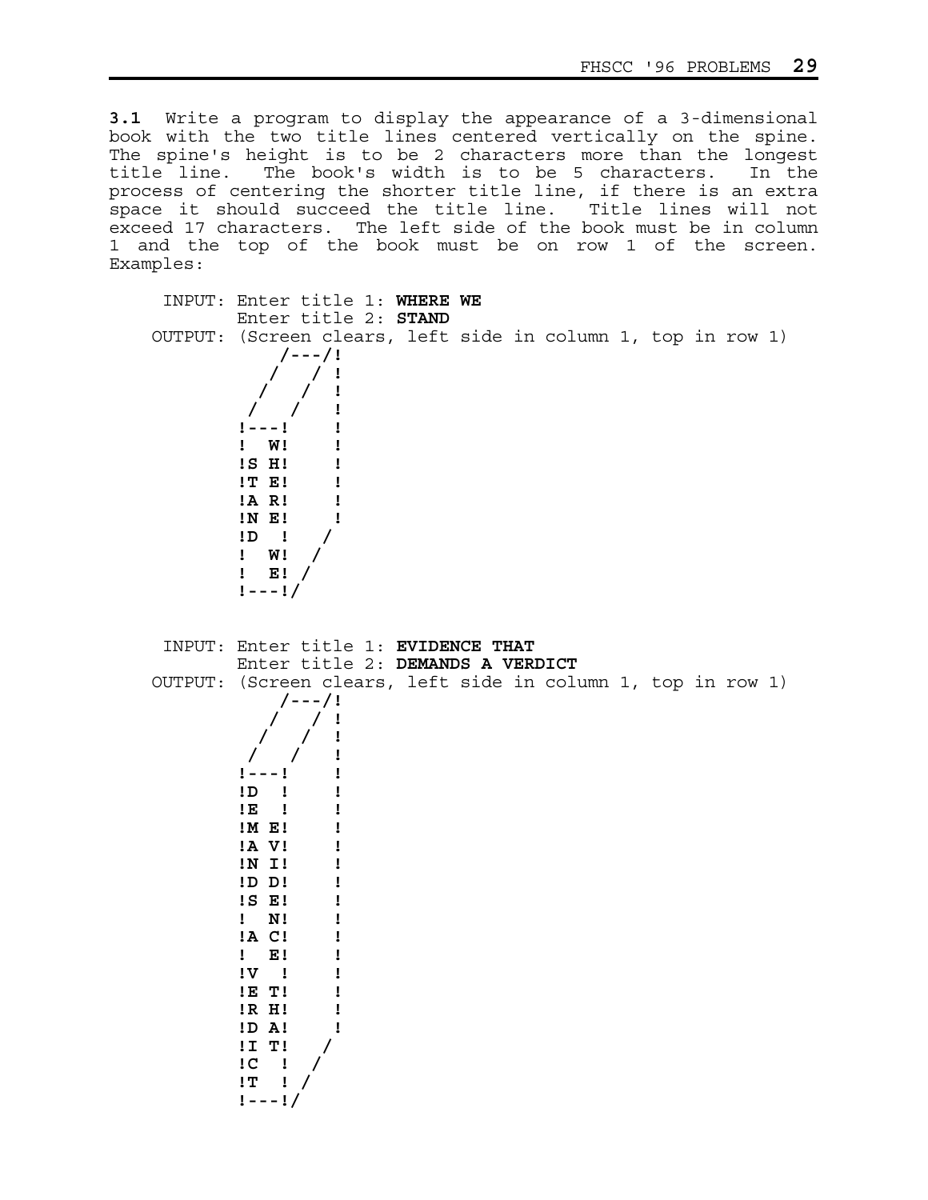**3.1** Write a program to display the appearance of a 3-dimensional book with the two title lines centered vertically on the spine. The spine's height is to be 2 characters more than the longest title line. The book's width is to be 5 characters. In the process of centering the shorter title line, if there is an extra space it should succeed the title line. Title lines will not exceed 17 characters. The left side of the book must be in column 1 and the top of the book must be on row 1 of the screen. Examples:

```
 INPUT: Enter title 1: WHERE WE
        Enter title 2: STAND
OUTPUT: (Screen clears, left side in column 1, top in row 1)
            /---/!
           /   / !
          /   /  !
         /   /   !
        !---!    !
        !  W!    !
        !S H!    !
        !T E!    !
        !A R!    !
        !N E!    !
        !D  !   /
        !  W!  /
        !  E! /
        !---!/
```

```
 INPUT: Enter title 1: EVIDENCE THAT
        Enter title 2: DEMANDS A VERDICT
OUTPUT: (Screen clears, left side in column 1, top in row 1)
            /---/!
           /   / !
          /   /  !
         /   /   !
        !---!    !
        !D  !    !
        !E  !    !
        !M E!    !
        !A V!    !
        !N I!    !
        !D D!    !
        !S E!    !
        !  N!    !
        !A C!    !
        !  E!    !
        !V  !    !
        !E T!    !
        !R H!    !
        !D A!    !
        !I T!   /
        !C  !  /
        !T  ! /
        !---!/
```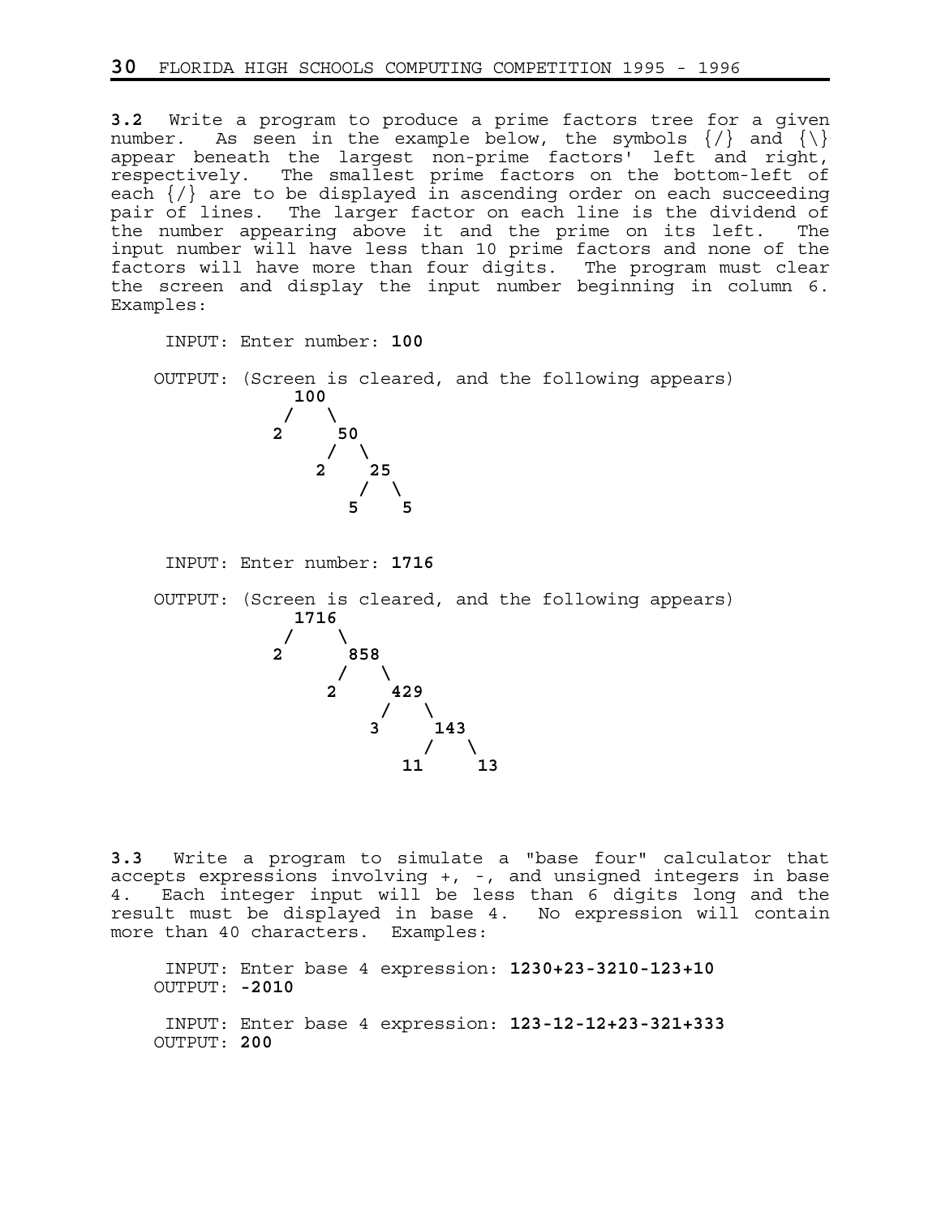**3.2** Write a program to produce a prime factors tree for a given number. As seen in the example below, the symbols {/} and {\} appear beneath the largest non-prime factors' left and right, respectively. The smallest prime factors on the bottom-left of each {/} are to be displayed in ascending order on each succeeding pair of lines. The larger factor on each line is the dividend of the number appearing above it and the prime on its left. The input number will have less than 10 prime factors and none of the factors will have more than four digits. The program must clear the screen and display the input number beginning in column 6. Examples:

```
 INPUT: Enter number: 100

OUTPUT: (Screen is cleared, and the following appears)
     100
    /   \
   2     50
        /  \
       2    25
           /  \
          5    5

 INPUT: Enter number: 1716

OUTPUT: (Screen is cleared, and the following appears)
     1716
    /    \
   2      858
         /   \
        2     429
             /   \
            3     143
                 /   \
               11     13
```

**3.3** Write a program to simulate a "base four" calculator that accepts expressions involving +, -, and unsigned integers in base 4. Each integer input will be less than 6 digits long and the result must be displayed in base 4. No expression will contain more than 40 characters. Examples:

```
 INPUT: Enter base 4 expression: 1230+23-3210-123+10
OUTPUT: -2010

 INPUT: Enter base 4 expression: 123-12-12+23-321+333
OUTPUT: 200
```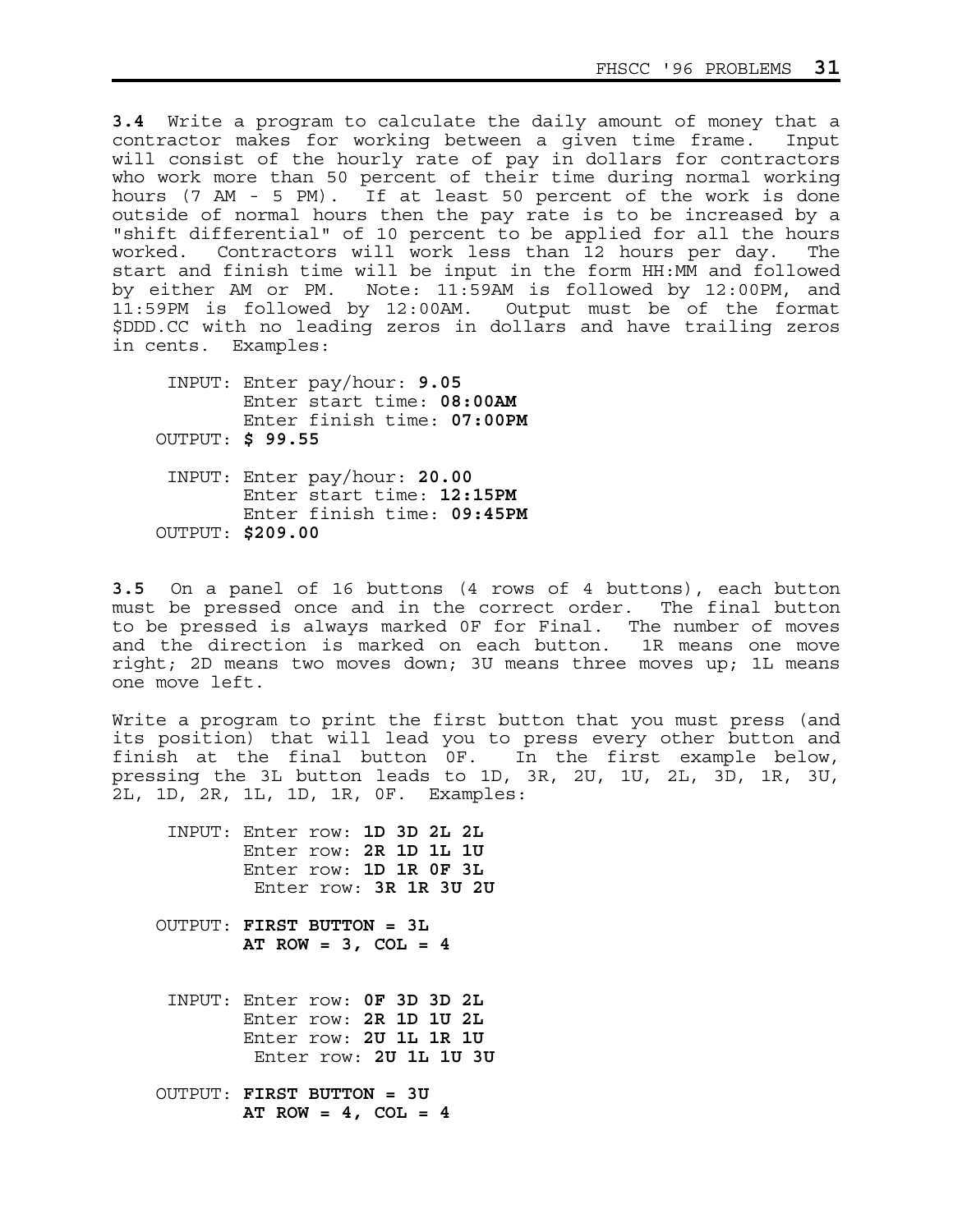**3.4** Write a program to calculate the daily amount of money that a contractor makes for working between a given time frame. Input will consist of the hourly rate of pay in dollars for contractors who work more than 50 percent of their time during normal working hours (7 AM - 5 PM). If at least 50 percent of the work is done outside of normal hours then the pay rate is to be increased by a "shift differential" of 10 percent to be applied for all the hours worked. Contractors will work less than 12 hours per day. The start and finish time will be input in the form HH:MM and followed by either AM or PM. Note: 11:59AM is followed by 12:00PM, and 11:59PM is followed by 12:00AM. Output must be of the format $DDD.CC with no leading zeros in dollars and have trailing zeros in cents. Examples:

```
 INPUT: Enter pay/hour: 9.05
        Enter start time: 08:00AM
        Enter finish time: 07:00PM
OUTPUT: $ 99.55

 INPUT: Enter pay/hour: 20.00
        Enter start time: 12:15PM
        Enter finish time: 09:45PM
OUTPUT: $209.00
```

**3.5** On a panel of 16 buttons (4 rows of 4 buttons), each button must be pressed once and in the correct order. The final button to be pressed is always marked 0F for Final. The number of moves and the direction is marked on each button. 1R means one move right; 2D means two moves down; 3U means three moves up; 1L means one move left.

Write a program to print the first button that you must press (and its position) that will lead you to press every other button and finish at the final button 0F. In the first example below, pressing the 3L button leads to 1D, 3R, 2U, 1U, 2L, 3D, 1R, 3U, 2L, 1D, 2R, 1L, 1D, 1R, 0F. Examples:

```
 INPUT: Enter row: 1D 3D 2L 2L
        Enter row: 2R 1D 1L 1U
        Enter row: 1D 1R 0F 3L
         Enter row: 3R 1R 3U 2U

OUTPUT: FIRST BUTTON = 3L
        AT ROW = 3, COL = 4


 INPUT: Enter row: 0F 3D 3D 2L
        Enter row: 2R 1D 1U 2L
        Enter row: 2U 1L 1R 1U
         Enter row: 2U 1L 1U 3U

OUTPUT: FIRST BUTTON = 3U
        AT ROW = 4, COL = 4
```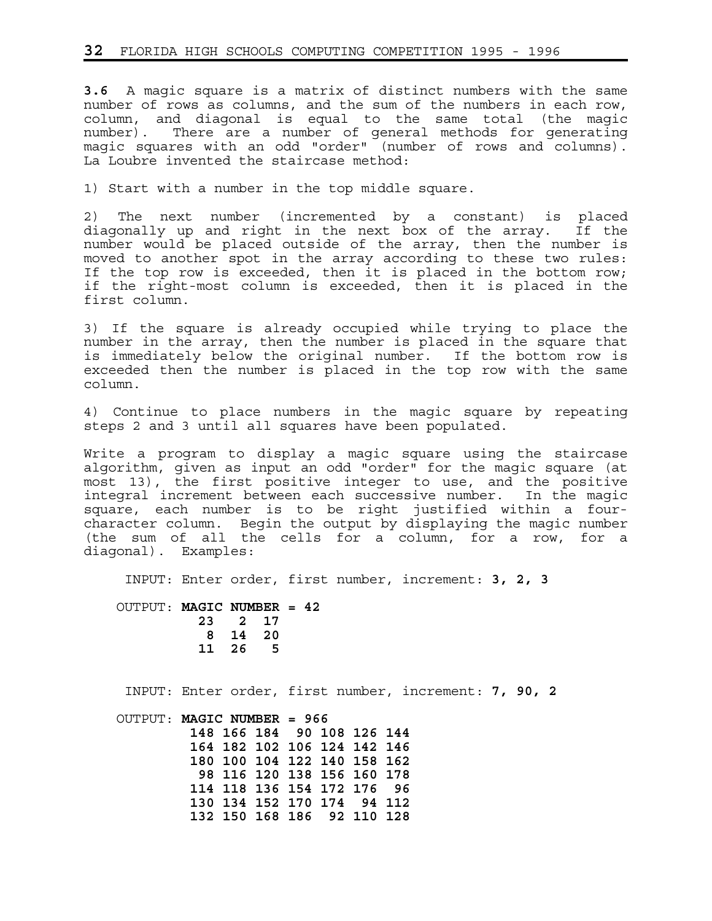**3.6** A magic square is a matrix of distinct numbers with the same number of rows as columns, and the sum of the numbers in each row, column, and diagonal is equal to the same total (the magic number). There are a number of general methods for generating magic squares with an odd "order" (number of rows and columns). La Loubre invented the staircase method:

1) Start with a number in the top middle square.

2) The next number (incremented by a constant) is placed diagonally up and right in the next box of the array. If the number would be placed outside of the array, then the number is moved to another spot in the array according to these two rules: If the top row is exceeded, then it is placed in the bottom row; if the right-most column is exceeded, then it is placed in the first column.

3) If the square is already occupied while trying to place the number in the array, then the number is placed in the square that is immediately below the original number. If the bottom row is exceeded then the number is placed in the top row with the same column.

4) Continue to place numbers in the magic square by repeating steps 2 and 3 until all squares have been populated.

Write a program to display a magic square using the staircase algorithm, given as input an odd "order" for the magic square (at most 13), the first positive integer to use, and the positive integral increment between each successive number. In the magic square, each number is to be right justified within a four-character column. Begin the output by displaying the magic number (the sum of all the cells for a column, for a row, for a diagonal). Examples:

```
INPUT: Enter order, first number, increment: 3, 2, 3

OUTPUT: MAGIC NUMBER = 42
          23   2  17
           8  14  20
          11  26   5


INPUT: Enter order, first number, increment: 7, 90, 2

OUTPUT: MAGIC NUMBER = 966
         148 166 184  90 108 126 144
         164 182 102 106 124 142 146
         180 100 104 122 140 158 162
          98 116 120 138 156 160 178
         114 118 136 154 172 176  96
         130 134 152 170 174  94 112
         132 150 168 186  92 110 128
```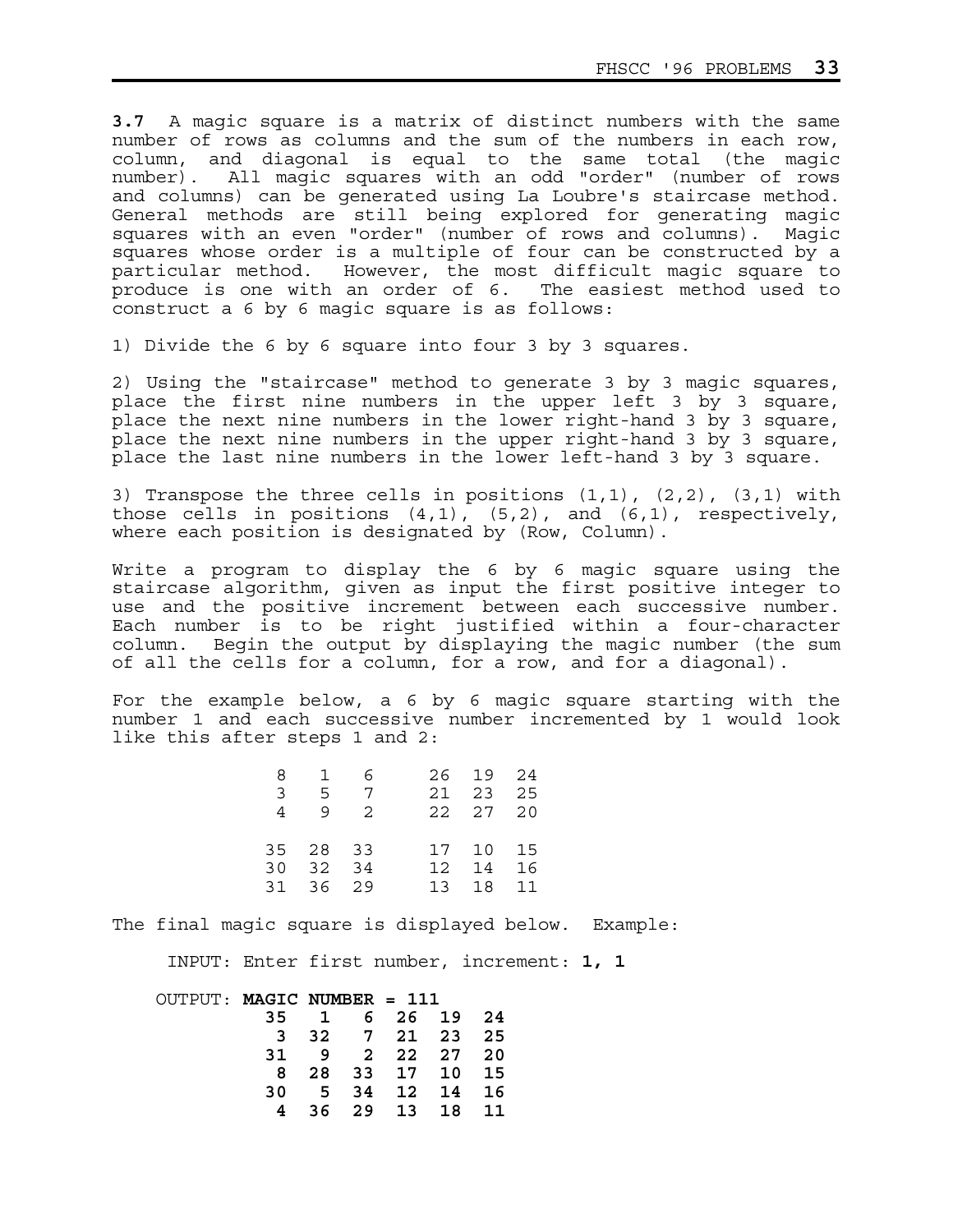**3.7** A magic square is a matrix of distinct numbers with the same number of rows as columns and the sum of the numbers in each row, column, and diagonal is equal to the same total (the magic number). All magic squares with an odd "order" (number of rows and columns) can be generated using La Loubre's staircase method. General methods are still being explored for generating magic squares with an even "order" (number of rows and columns). Magic squares whose order is a multiple of four can be constructed by a particular method. However, the most difficult magic square to produce is one with an order of 6. The easiest method used to construct a 6 by 6 magic square is as follows:

1) Divide the 6 by 6 square into four 3 by 3 squares.

2) Using the "staircase" method to generate 3 by 3 magic squares, place the first nine numbers in the upper left 3 by 3 square, place the next nine numbers in the lower right-hand 3 by 3 square, place the next nine numbers in the upper right-hand 3 by 3 square, place the last nine numbers in the lower left-hand 3 by 3 square.

3) Transpose the three cells in positions (1,1), (2,2), (3,1) with those cells in positions (4,1), (5,2), and (6,1), respectively, where each position is designated by (Row, Column).

Write a program to display the 6 by 6 magic square using the staircase algorithm, given as input the first positive integer to use and the positive increment between each successive number. Each number is to be right justified within a four-character column. Begin the output by displaying the magic number (the sum of all the cells for a column, for a row, and for a diagonal).

For the example below, a 6 by 6 magic square starting with the number 1 and each successive number incremented by 1 would look like this after steps 1 and 2:

```
 8   1   6      26  19  24
 3   5   7      21  23  25
 4   9   2      22  27  20

35  28  33      17  10  15
30  32  34      12  14  16
31  36  29      13  18  11
```

The final magic square is displayed below. Example:

INPUT: Enter first number, increment: **1, 1**

OUTPUT: **MAGIC NUMBER = 111**

```
  35   1   6  26  19  24
   3  32   7  21  23  25
  31   9   2  22  27  20
   8  28  33  17  10  15
  30   5  34  12  14  16
   4  36  29  13  18  11
```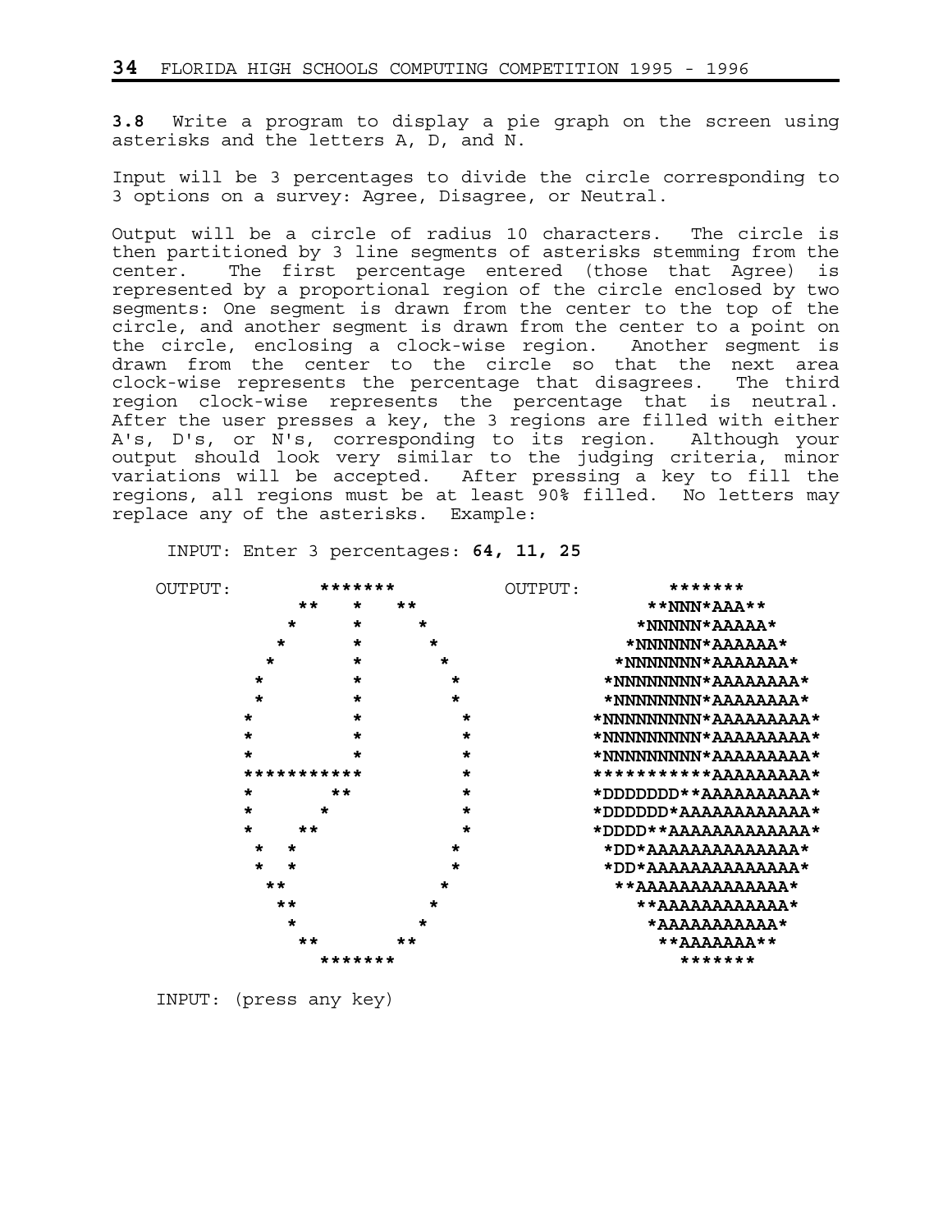**3.8** Write a program to display a pie graph on the screen using asterisks and the letters A, D, and N.

Input will be 3 percentages to divide the circle corresponding to 3 options on a survey: Agree, Disagree, or Neutral.

Output will be a circle of radius 10 characters. The circle is then partitioned by 3 line segments of asterisks stemming from the center. The first percentage entered (those that Agree) is represented by a proportional region of the circle enclosed by two segments: One segment is drawn from the center to the top of the circle, and another segment is drawn from the center to a point on the circle, enclosing a clock-wise region. Another segment is drawn from the center to the circle so that the next area clock-wise represents the percentage that disagrees. The third region clock-wise represents the percentage that is neutral. After the user presses a key, the 3 regions are filled with either A's, D's, or N's, corresponding to its region. Although your output should look very similar to the judging criteria, minor variations will be accepted. After pressing a key to fill the regions, all regions must be at least 90% filled. No letters may replace any of the asterisks. Example:

```
INPUT: Enter 3 percentages: 64, 11, 25

OUTPUT:      *******                 OUTPUT:       *******
           **   *   **                           **NNN*AAA**
          *     *     *                         *NNNNN*AAAAA*
         *      *      *                       *NNNNNN*AAAAAA*
        *       *       *                     *NNNNNNN*AAAAAAA*
       *        *        *                   *NNNNNNNN*AAAAAAAA*
       *        *        *                   *NNNNNNNN*AAAAAAAA*
      *         *         *                 *NNNNNNNNN*AAAAAAAAA*
      *         *         *                 *NNNNNNNNN*AAAAAAAAA*
      *         *         *                 *NNNNNNNNN*AAAAAAAAA*
      ***********         *                 ***********AAAAAAAAA*
      *       **          *                 *DDDDDDD**AAAAAAAAAA*
      *      *            *                 *DDDDDD*AAAAAAAAAAAA*
      *    **             *                 *DDDD**AAAAAAAAAAAAA*
       *  *              *                   *DD*AAAAAAAAAAAAAA*
       *  *              *                   *DD*AAAAAAAAAAAAAA*
        **              *                     **AAAAAAAAAAAAAA*
         **            *                        **AAAAAAAAAAAA*
          *           *                          *AAAAAAAAAAA*
           **       **                            **AAAAAAA**
             *******                                *******

INPUT: (press any key)
```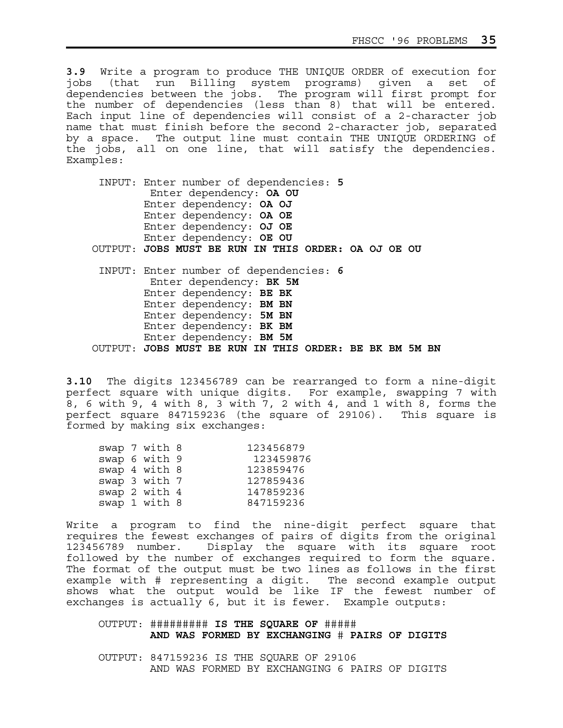**3.9** Write a program to produce THE UNIQUE ORDER of execution for jobs (that run Billing system programs) given a set of dependencies between the jobs. The program will first prompt for the number of dependencies (less than 8) that will be entered. Each input line of dependencies will consist of a 2-character job name that must finish before the second 2-character job, separated by a space. The output line must contain THE UNIQUE ORDERING of the jobs, all on one line, that will satisfy the dependencies. Examples:

```
 INPUT: Enter number of dependencies: 5
        Enter dependency: OA OU
        Enter dependency: OA OJ
        Enter dependency: OA OE
        Enter dependency: OJ OE
        Enter dependency: OE OU
OUTPUT: JOBS MUST BE RUN IN THIS ORDER: OA OJ OE OU

 INPUT: Enter number of dependencies: 6
        Enter dependency: BK 5M
        Enter dependency: BE BK
        Enter dependency: BM BN
        Enter dependency: 5M BN
        Enter dependency: BK BM
        Enter dependency: BM 5M
OUTPUT: JOBS MUST BE RUN IN THIS ORDER: BE BK BM 5M BN
```

**3.10** The digits 123456789 can be rearranged to form a nine-digit perfect square with unique digits. For example, swapping 7 with 8, 6 with 9, 4 with 8, 3 with 7, 2 with 4, and 1 with 8, forms the perfect square 847159236 (the square of 29106). This square is formed by making six exchanges:

```
swap 7 with 8        123456879
swap 6 with 9        123459876
swap 4 with 8        123859476
swap 3 with 7        127859436
swap 2 with 4        147859236
swap 1 with 8        847159236
```

Write a program to find the nine-digit perfect square that requires the fewest exchanges of pairs of digits from the original 123456789 number. Display the square with its square root followed by the number of exchanges required to form the square. The format of the output must be two lines as follows in the first example with # representing a digit. The second example output shows what the output would be like IF the fewest number of exchanges is actually 6, but it is fewer. Example outputs:

```
OUTPUT: ######### IS THE SQUARE OF #####
        AND WAS FORMED BY EXCHANGING # PAIRS OF DIGITS

OUTPUT: 847159236 IS THE SQUARE OF 29106
        AND WAS FORMED BY EXCHANGING 6 PAIRS OF DIGITS
```